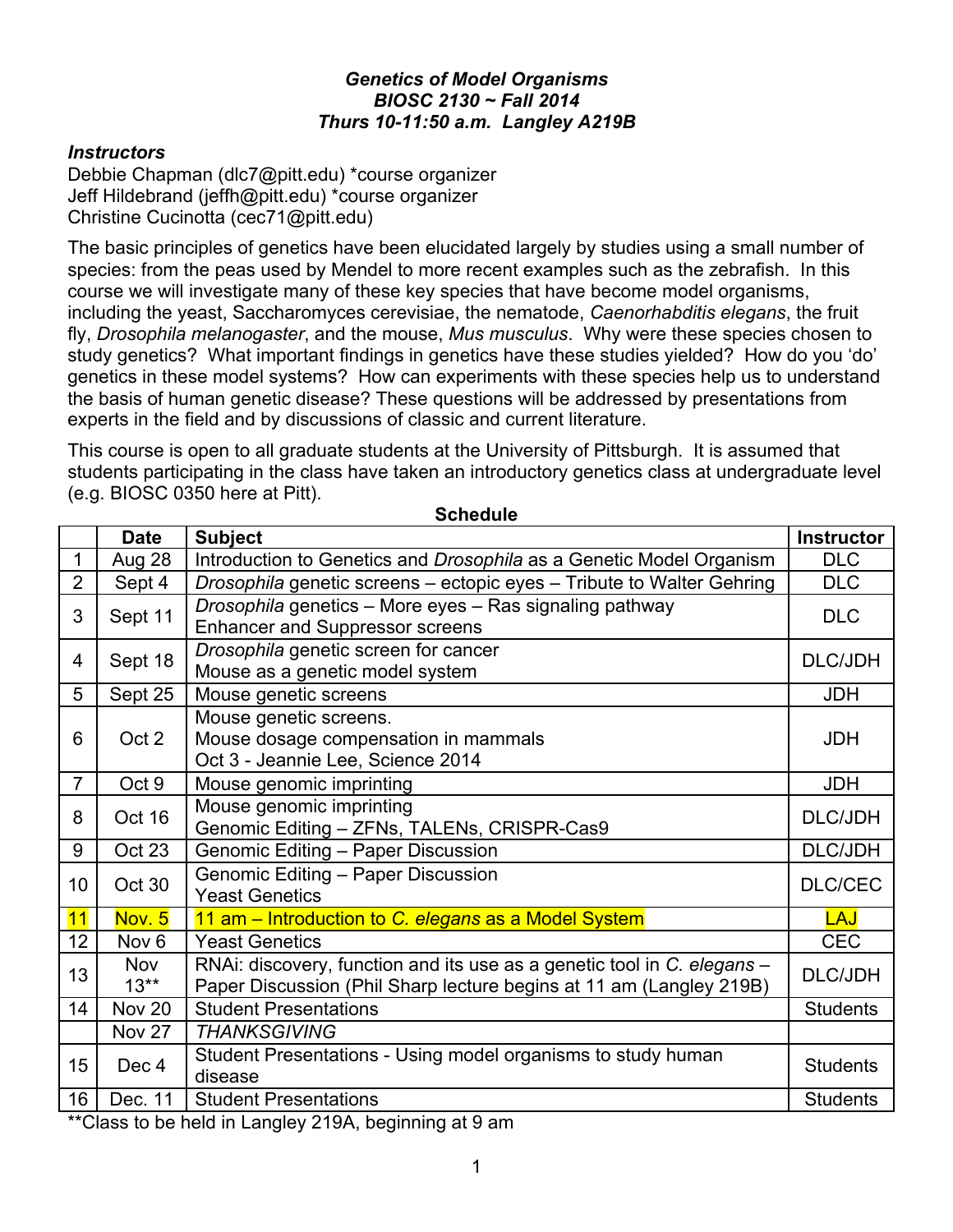***Genetics of Model Organisms***
***BIOSC 2130 ~ Fall 2014***
***Thurs 10-11:50 a.m. Langley A219B***

***Instructors***

Debbie Chapman (dlc7@pitt.edu) *course organizer
Jeff Hildebrand (jeffh@pitt.edu) *course organizer
Christine Cucinotta (cec71@pitt.edu)

The basic principles of genetics have been elucidated largely by studies using a small number of species: from the peas used by Mendel to more recent examples such as the zebrafish. In this course we will investigate many of these key species that have become model organisms, including the yeast, Saccharomyces cerevisiae, the nematode, *Caenorhabditis elegans*, the fruit fly, *Drosophila melanogaster*, and the mouse, *Mus musculus*. Why were these species chosen to study genetics? What important findings in genetics have these studies yielded? How do you 'do' genetics in these model systems? How can experiments with these species help us to understand the basis of human genetic disease? These questions will be addressed by presentations from experts in the field and by discussions of classic and current literature.

This course is open to all graduate students at the University of Pittsburgh. It is assumed that students participating in the class have taken an introductory genetics class at undergraduate level (e.g. BIOSC 0350 here at Pitt).

**Schedule**

| | Date | Subject | Instructor |
|---|---|---|---|
| 1 | Aug 28 | Introduction to Genetics and *Drosophila* as a Genetic Model Organism | DLC |
| 2 | Sept 4 | *Drosophila* genetic screens – ectopic eyes – Tribute to Walter Gehring | DLC |
| 3 | Sept 11 | *Drosophila* genetics – More eyes – Ras signaling pathway<br>Enhancer and Suppressor screens | DLC |
| 4 | Sept 18 | *Drosophila* genetic screen for cancer<br>Mouse as a genetic model system | DLC/JDH |
| 5 | Sept 25 | Mouse genetic screens | JDH |
| 6 | Oct 2 | Mouse genetic screens.<br>Mouse dosage compensation in mammals<br>Oct 3 - Jeannie Lee, Science 2014 | JDH |
| 7 | Oct 9 | Mouse genomic imprinting | JDH |
| 8 | Oct 16 | Mouse genomic imprinting<br>Genomic Editing – ZFNs, TALENs, CRISPR-Cas9 | DLC/JDH |
| 9 | Oct 23 | Genomic Editing – Paper Discussion | DLC/JDH |
| 10 | Oct 30 | Genomic Editing – Paper Discussion<br>Yeast Genetics | DLC/CEC |
| 11 | Nov. 5 | 11 am – Introduction to *C. elegans* as a Model System | LAJ |
| 12 | Nov 6 | Yeast Genetics | CEC |
| 13 | Nov 13** | RNAi: discovery, function and its use as a genetic tool in *C. elegans* – Paper Discussion (Phil Sharp lecture begins at 11 am (Langley 219B) | DLC/JDH |
| 14 | Nov 20 | Student Presentations | Students |
| | Nov 27 | *THANKSGIVING* | |
| 15 | Dec 4 | Student Presentations - Using model organisms to study human disease | Students |
| 16 | Dec. 11 | Student Presentations | Students |

**Class to be held in Langley 219A, beginning at 9 am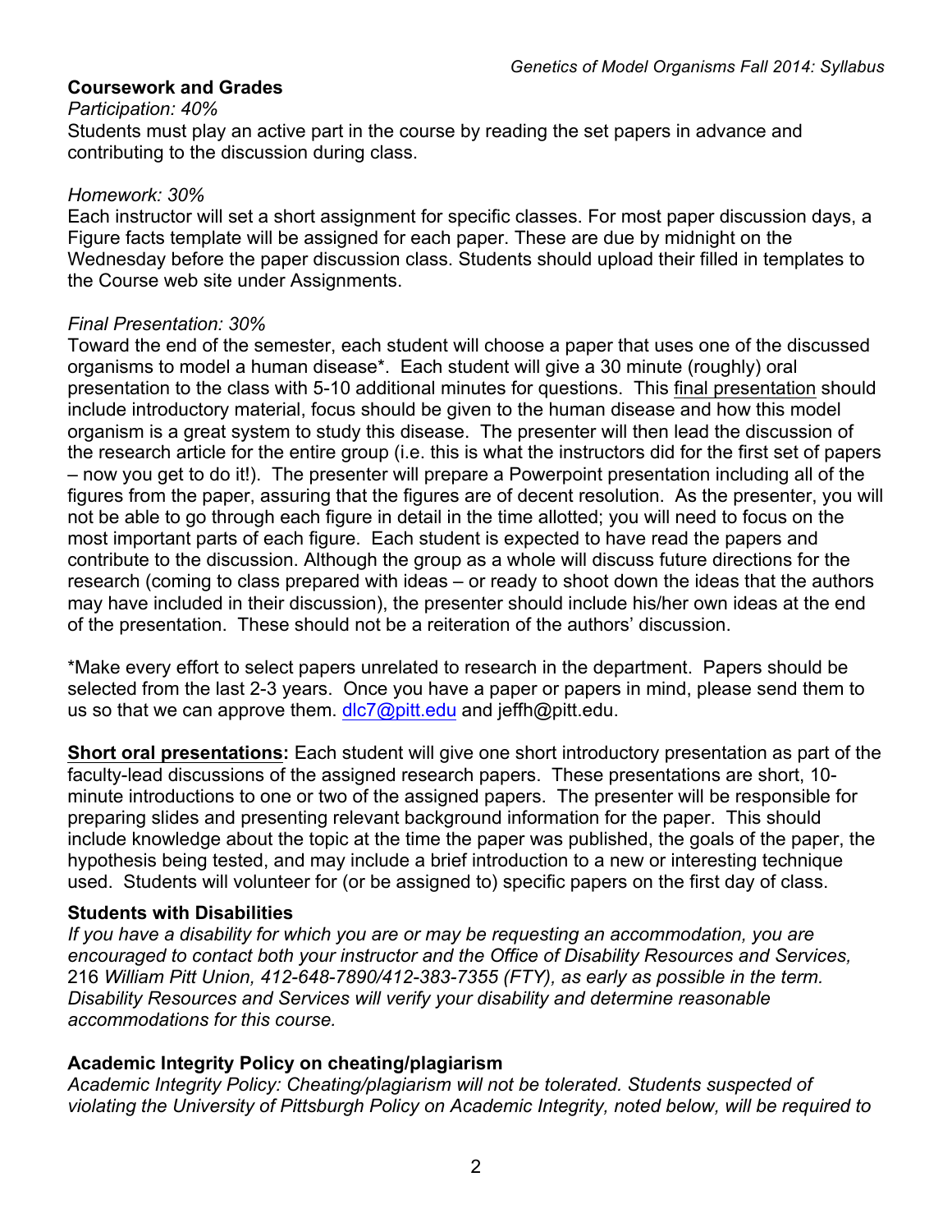## Coursework and Grades

*Participation: 40%*

Students must play an active part in the course by reading the set papers in advance and contributing to the discussion during class.

*Homework: 30%*

Each instructor will set a short assignment for specific classes. For most paper discussion days, a Figure facts template will be assigned for each paper. These are due by midnight on the Wednesday before the paper discussion class. Students should upload their filled in templates to the Course web site under Assignments.

*Final Presentation: 30%*

Toward the end of the semester, each student will choose a paper that uses one of the discussed organisms to model a human disease*. Each student will give a 30 minute (roughly) oral presentation to the class with 5-10 additional minutes for questions. This final presentation should include introductory material, focus should be given to the human disease and how this model organism is a great system to study this disease. The presenter will then lead the discussion of the research article for the entire group (i.e. this is what the instructors did for the first set of papers – now you get to do it!). The presenter will prepare a Powerpoint presentation including all of the figures from the paper, assuring that the figures are of decent resolution. As the presenter, you will not be able to go through each figure in detail in the time allotted; you will need to focus on the most important parts of each figure. Each student is expected to have read the papers and contribute to the discussion. Although the group as a whole will discuss future directions for the research (coming to class prepared with ideas – or ready to shoot down the ideas that the authors may have included in their discussion), the presenter should include his/her own ideas at the end of the presentation. These should not be a reiteration of the authors' discussion.

*Make every effort to select papers unrelated to research in the department. Papers should be selected from the last 2-3 years. Once you have a paper or papers in mind, please send them to us so that we can approve them. dlc7@pitt.edu and jeffh@pitt.edu.

**Short oral presentations:** Each student will give one short introductory presentation as part of the faculty-lead discussions of the assigned research papers. These presentations are short, 10-minute introductions to one or two of the assigned papers. The presenter will be responsible for preparing slides and presenting relevant background information for the paper. This should include knowledge about the topic at the time the paper was published, the goals of the paper, the hypothesis being tested, and may include a brief introduction to a new or interesting technique used. Students will volunteer for (or be assigned to) specific papers on the first day of class.

## Students with Disabilities

*If you have a disability for which you are or may be requesting an accommodation, you are encouraged to contact both your instructor and the Office of Disability Resources and Services,* 216 *William Pitt Union, 412-648-7890/412-383-7355 (FTY), as early as possible in the term. Disability Resources and Services will verify your disability and determine reasonable accommodations for this course.*

## Academic Integrity Policy on cheating/plagiarism

*Academic Integrity Policy: Cheating/plagiarism will not be tolerated. Students suspected of violating the University of Pittsburgh Policy on Academic Integrity, noted below, will be required to*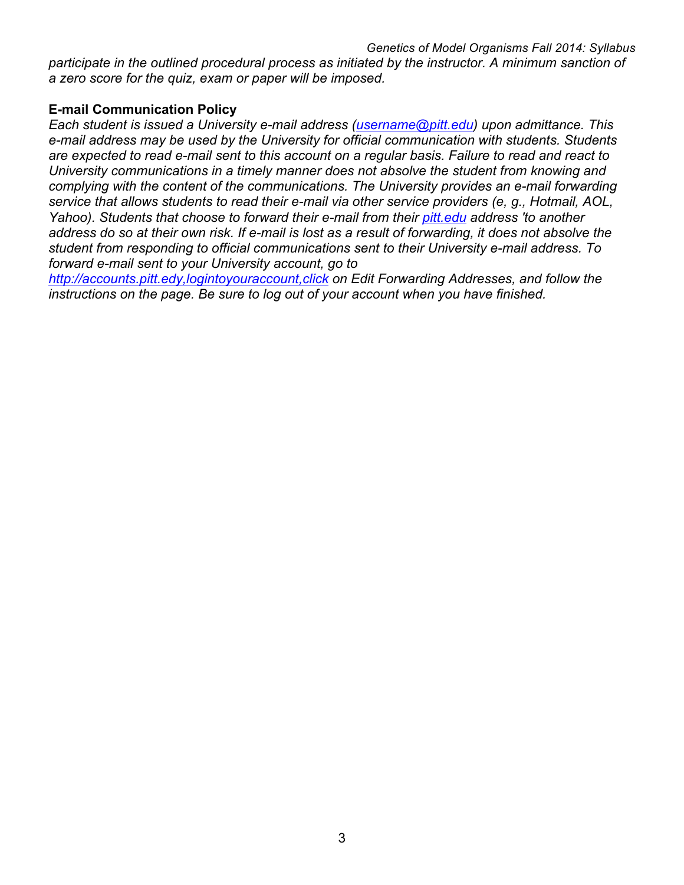*participate in the outlined procedural process as initiated by the instructor. A minimum sanction of a zero score for the quiz, exam or paper will be imposed.*

**E-mail Communication Policy**

*Each student is issued a University e-mail address (username@pitt.edu) upon admittance. This e-mail address may be used by the University for official communication with students. Students are expected to read e-mail sent to this account on a regular basis. Failure to read and react to University communications in a timely manner does not absolve the student from knowing and complying with the content of the communications. The University provides an e-mail forwarding service that allows students to read their e-mail via other service providers (e, g., Hotmail, AOL, Yahoo). Students that choose to forward their e-mail from their pitt.edu address 'to another address do so at their own risk. If e-mail is lost as a result of forwarding, it does not absolve the student from responding to official communications sent to their University e-mail address. To forward e-mail sent to your University account, go to http://accounts.pitt.edy,logintoyouraccount,click on Edit Forwarding Addresses, and follow the instructions on the page. Be sure to log out of your account when you have finished.*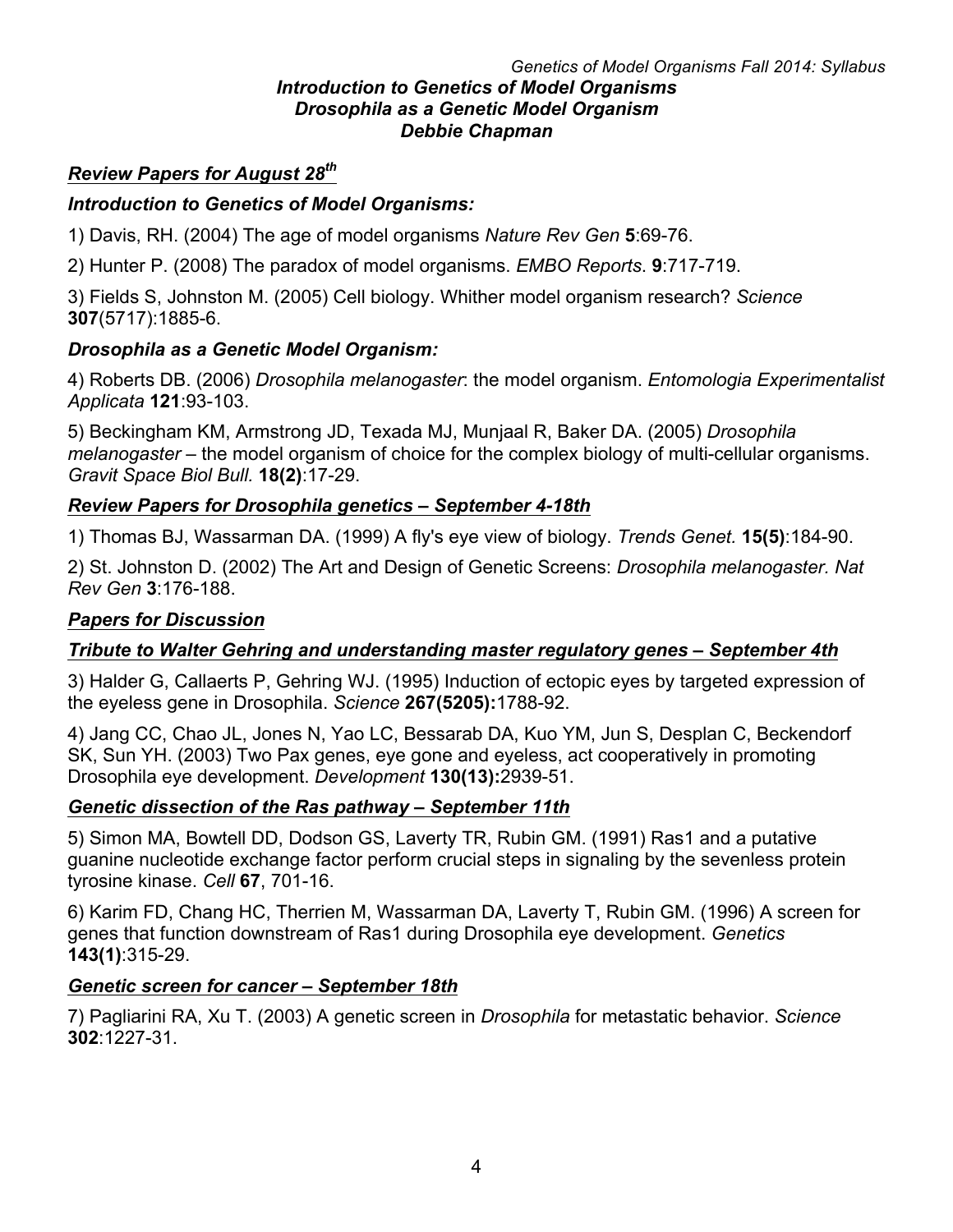# Introduction to Genetics of Model Organisms
# Drosophila as a Genetic Model Organism
# Debbie Chapman

## *Review Papers for August 28th*

### *Introduction to Genetics of Model Organisms:*

1) Davis, RH. (2004) The age of model organisms *Nature Rev Gen* **5**:69-76.

2) Hunter P. (2008) The paradox of model organisms. *EMBO Reports.* **9**:717-719.

3) Fields S, Johnston M. (2005) Cell biology. Whither model organism research? *Science* **307**(5717):1885-6.

### *Drosophila as a Genetic Model Organism:*

4) Roberts DB. (2006) *Drosophila melanogaster*: the model organism. *Entomologia Experimentalist Applicata* **121**:93-103.

5) Beckingham KM, Armstrong JD, Texada MJ, Munjaal R, Baker DA. (2005) *Drosophila melanogaster* – the model organism of choice for the complex biology of multi-cellular organisms. *Gravit Space Biol Bull.* **18(2)**:17-29.

## *Review Papers for Drosophila genetics – September 4-18th*

1) Thomas BJ, Wassarman DA. (1999) A fly's eye view of biology. *Trends Genet.* **15(5)**:184-90.

2) St. Johnston D. (2002) The Art and Design of Genetic Screens: *Drosophila melanogaster. Nat Rev Gen* **3**:176-188.

## *Papers for Discussion*

### *Tribute to Walter Gehring and understanding master regulatory genes – September 4th*

3) Halder G, Callaerts P, Gehring WJ. (1995) Induction of ectopic eyes by targeted expression of the eyeless gene in Drosophila. *Science* **267(5205):**1788-92.

4) Jang CC, Chao JL, Jones N, Yao LC, Bessarab DA, Kuo YM, Jun S, Desplan C, Beckendorf SK, Sun YH. (2003) Two Pax genes, eye gone and eyeless, act cooperatively in promoting Drosophila eye development. *Development* **130(13):**2939-51.

### *Genetic dissection of the Ras pathway – September 11th*

5) Simon MA, Bowtell DD, Dodson GS, Laverty TR, Rubin GM. (1991) Ras1 and a putative guanine nucleotide exchange factor perform crucial steps in signaling by the sevenless protein tyrosine kinase. *Cell* **67**, 701-16.

6) Karim FD, Chang HC, Therrien M, Wassarman DA, Laverty T, Rubin GM. (1996) A screen for genes that function downstream of Ras1 during Drosophila eye development. *Genetics* **143(1)**:315-29.

### *Genetic screen for cancer – September 18th*

7) Pagliarini RA, Xu T. (2003) A genetic screen in *Drosophila* for metastatic behavior. *Science* **302**:1227-31.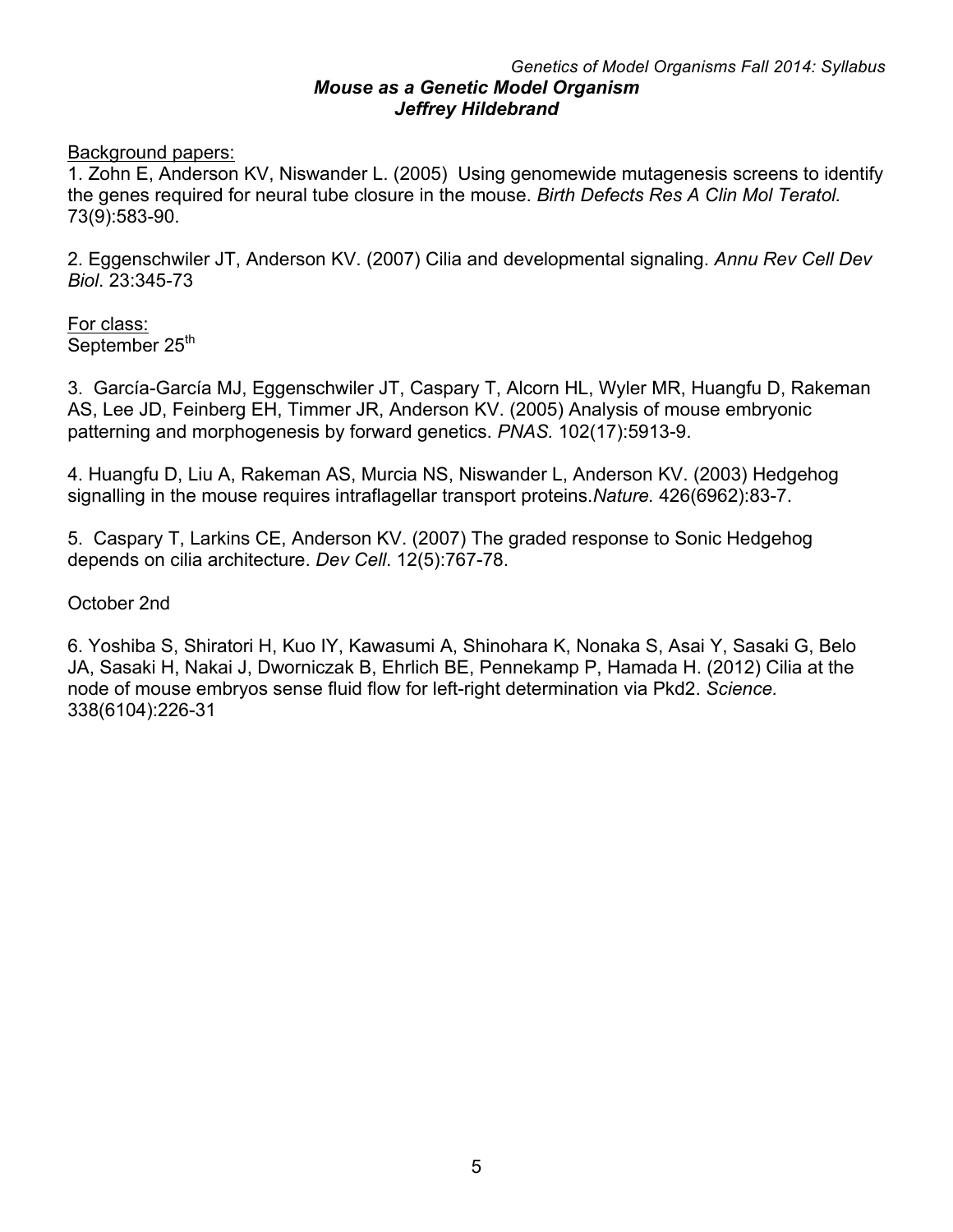## Mouse as a Genetic Model Organism

### Jeffrey Hildebrand

Background papers:

1. Zohn E, Anderson KV, Niswander L. (2005) Using genomewide mutagenesis screens to identify the genes required for neural tube closure in the mouse. *Birth Defects Res A Clin Mol Teratol.* 73(9):583-90.

2. Eggenschwiler JT, Anderson KV. (2007) Cilia and developmental signaling. *Annu Rev Cell Dev Biol*. 23:345-73

For class:
September 25th

3. García-García MJ, Eggenschwiler JT, Caspary T, Alcorn HL, Wyler MR, Huangfu D, Rakeman AS, Lee JD, Feinberg EH, Timmer JR, Anderson KV. (2005) Analysis of mouse embryonic patterning and morphogenesis by forward genetics. *PNAS.* 102(17):5913-9.

4. Huangfu D, Liu A, Rakeman AS, Murcia NS, Niswander L, Anderson KV. (2003) Hedgehog signalling in the mouse requires intraflagellar transport proteins.*Nature.* 426(6962):83-7.

5. Caspary T, Larkins CE, Anderson KV. (2007) The graded response to Sonic Hedgehog depends on cilia architecture. *Dev Cell*. 12(5):767-78.

October 2nd

6. Yoshiba S, Shiratori H, Kuo IY, Kawasumi A, Shinohara K, Nonaka S, Asai Y, Sasaki G, Belo JA, Sasaki H, Nakai J, Dworniczak B, Ehrlich BE, Pennekamp P, Hamada H. (2012) Cilia at the node of mouse embryos sense fluid flow for left-right determination via Pkd2. *Science.* 338(6104):226-31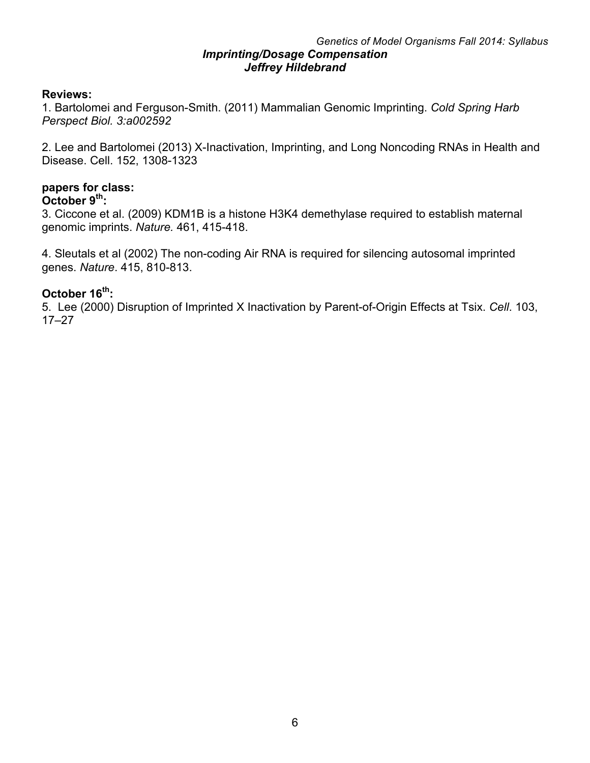## Imprinting/Dosage Compensation

### *Jeffrey Hildebrand*

**Reviews:**

1. Bartolomei and Ferguson-Smith. (2011) Mammalian Genomic Imprinting. *Cold Spring Harb Perspect Biol. 3:a002592*

2. Lee and Bartolomei (2013) X-Inactivation, Imprinting, and Long Noncoding RNAs in Health and Disease. Cell. 152, 1308-1323

**papers for class:**

**October 9$^{th}$:**

3. Ciccone et al. (2009) KDM1B is a histone H3K4 demethylase required to establish maternal genomic imprints. *Nature.* 461, 415-418.

4. Sleutals et al (2002) The non-coding Air RNA is required for silencing autosomal imprinted genes. *Nature*. 415, 810-813.

**October 16$^{th}$:**

5. Lee (2000) Disruption of Imprinted X Inactivation by Parent-of-Origin Effects at Tsix. *Cell*. 103, 17–27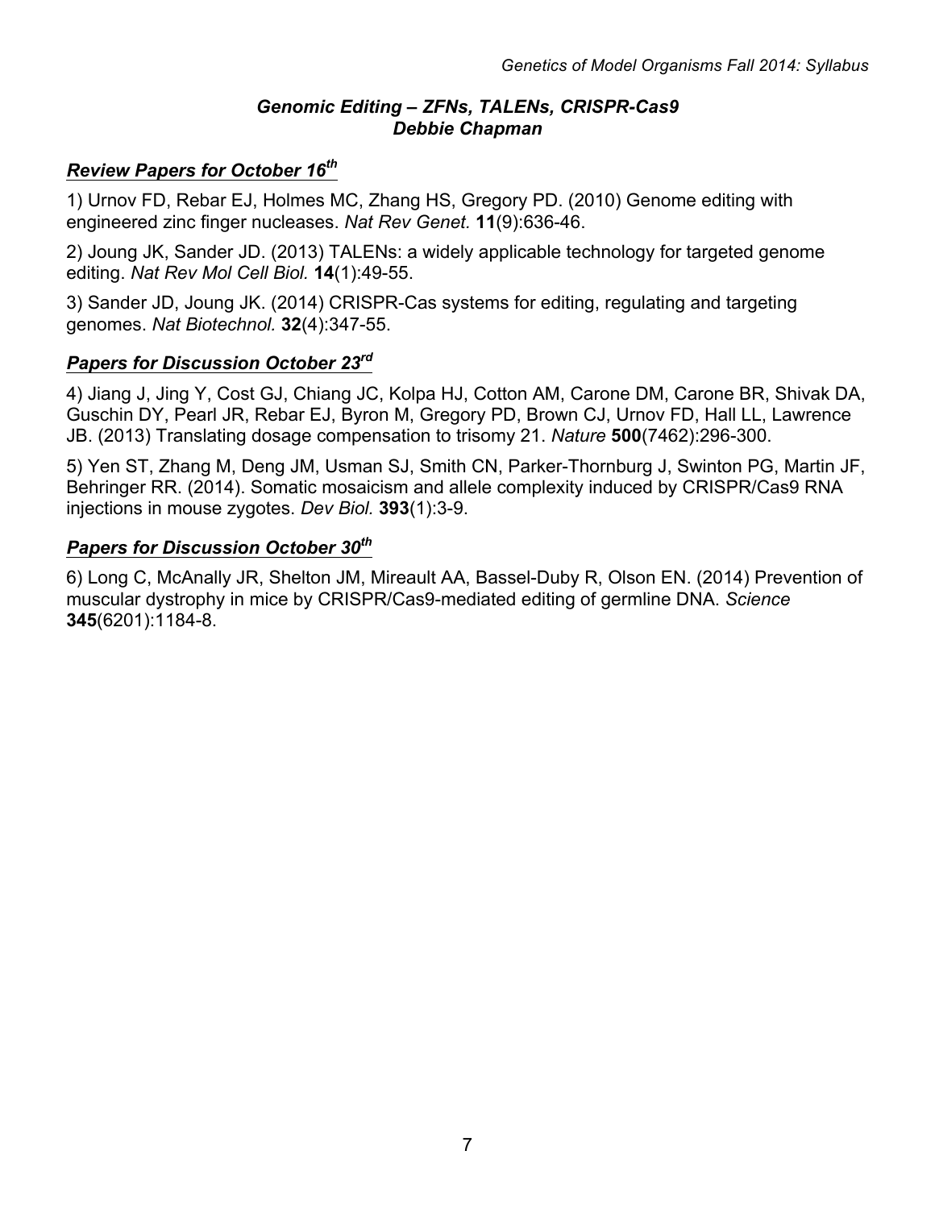### *Genomic Editing – ZFNs, TALENs, CRISPR-Cas9*
### *Debbie Chapman*

#### ***Review Papers for October 16th***

1) Urnov FD, Rebar EJ, Holmes MC, Zhang HS, Gregory PD. (2010) Genome editing with engineered zinc finger nucleases. *Nat Rev Genet.* **11**(9):636-46.

2) Joung JK, Sander JD. (2013) TALENs: a widely applicable technology for targeted genome editing. *Nat Rev Mol Cell Biol.* **14**(1):49-55.

3) Sander JD, Joung JK. (2014) CRISPR-Cas systems for editing, regulating and targeting genomes. *Nat Biotechnol.* **32**(4):347-55.

#### ***Papers for Discussion October 23rd***

4) Jiang J, Jing Y, Cost GJ, Chiang JC, Kolpa HJ, Cotton AM, Carone DM, Carone BR, Shivak DA, Guschin DY, Pearl JR, Rebar EJ, Byron M, Gregory PD, Brown CJ, Urnov FD, Hall LL, Lawrence JB. (2013) Translating dosage compensation to trisomy 21. *Nature* **500**(7462):296-300.

5) Yen ST, Zhang M, Deng JM, Usman SJ, Smith CN, Parker-Thornburg J, Swinton PG, Martin JF, Behringer RR. (2014). Somatic mosaicism and allele complexity induced by CRISPR/Cas9 RNA injections in mouse zygotes. *Dev Biol.* **393**(1):3-9.

#### ***Papers for Discussion October 30th***

6) Long C, McAnally JR, Shelton JM, Mireault AA, Bassel-Duby R, Olson EN. (2014) Prevention of muscular dystrophy in mice by CRISPR/Cas9-mediated editing of germline DNA. *Science* **345**(6201):1184-8.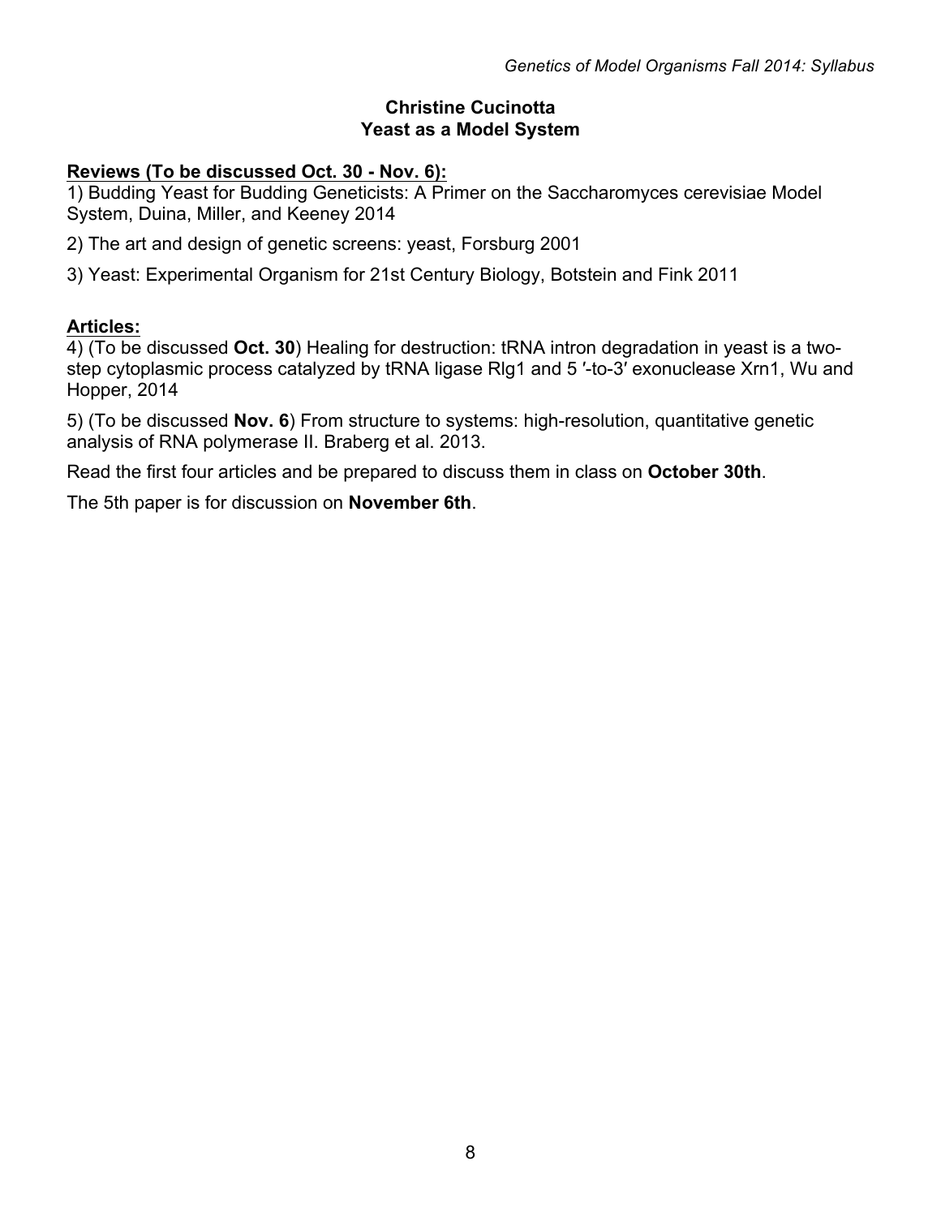**Christine Cucinotta**
**Yeast as a Model System**

**Reviews (To be discussed Oct. 30 - Nov. 6):**

1) Budding Yeast for Budding Geneticists: A Primer on the Saccharomyces cerevisiae Model System, Duina, Miller, and Keeney 2014

2) The art and design of genetic screens: yeast, Forsburg 2001

3) Yeast: Experimental Organism for 21st Century Biology, Botstein and Fink 2011

**Articles:**

4) (To be discussed **Oct. 30**) Healing for destruction: tRNA intron degradation in yeast is a two-step cytoplasmic process catalyzed by tRNA ligase Rlg1 and 5′-to-3′ exonuclease Xrn1, Wu and Hopper, 2014

5) (To be discussed **Nov. 6**) From structure to systems: high-resolution, quantitative genetic analysis of RNA polymerase II. Braberg et al. 2013.

Read the first four articles and be prepared to discuss them in class on **October 30th**.

The 5th paper is for discussion on **November 6th**.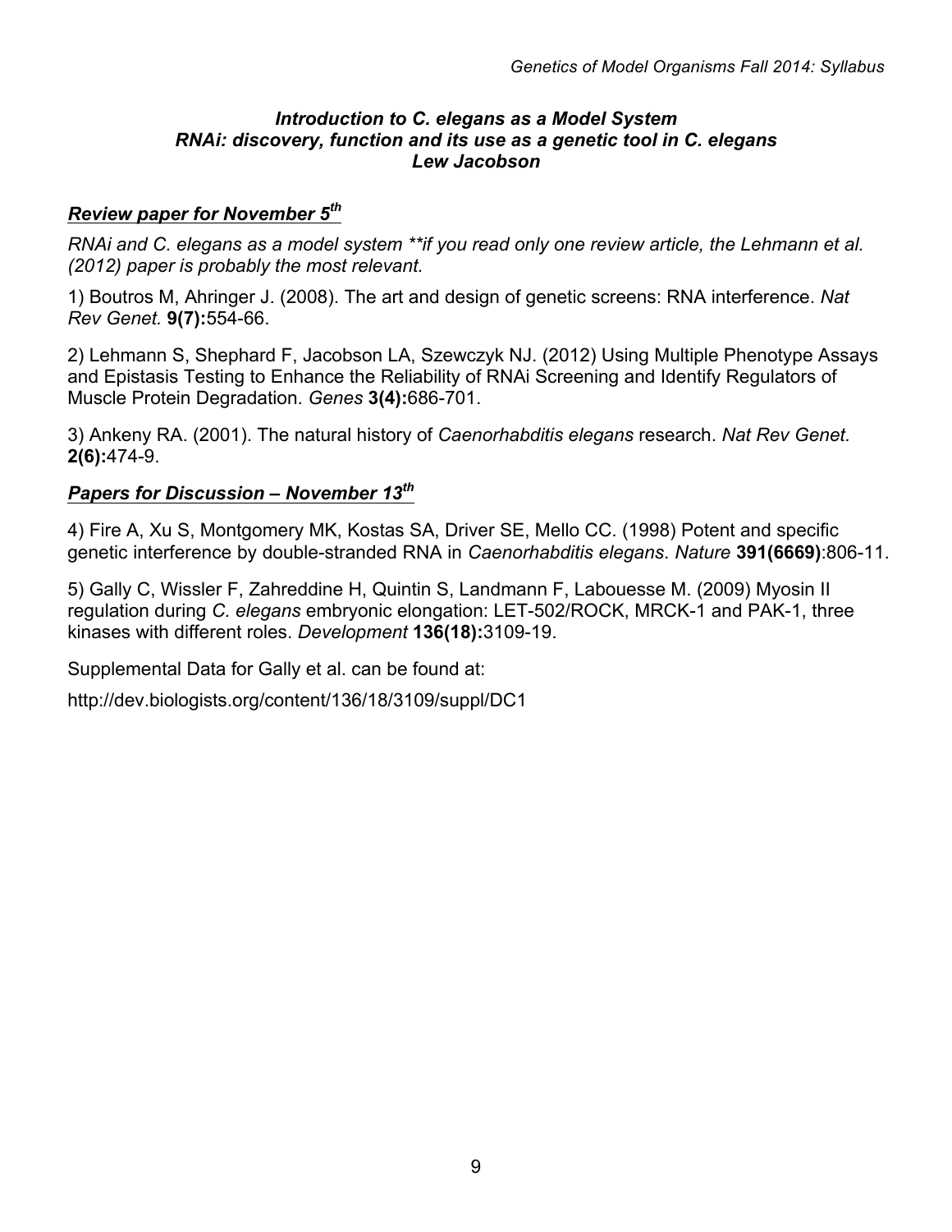*Introduction to C. elegans as a Model System*
*RNAi: discovery, function and its use as a genetic tool in C. elegans*
*Lew Jacobson*

## ***Review paper for November 5th***

*RNAi and C. elegans as a model system **if you read only one review article, the Lehmann et al. (2012) paper is probably the most relevant.*

1) Boutros M, Ahringer J. (2008). The art and design of genetic screens: RNA interference. *Nat Rev Genet.* **9(7):**554-66.

2) Lehmann S, Shephard F, Jacobson LA, Szewczyk NJ. (2012) Using Multiple Phenotype Assays and Epistasis Testing to Enhance the Reliability of RNAi Screening and Identify Regulators of Muscle Protein Degradation. *Genes* **3(4):**686-701.

3) Ankeny RA. (2001). The natural history of *Caenorhabditis elegans* research. *Nat Rev Genet.* **2(6):**474-9.

## ***Papers for Discussion – November 13th***

4) Fire A, Xu S, Montgomery MK, Kostas SA, Driver SE, Mello CC. (1998) Potent and specific genetic interference by double-stranded RNA in *Caenorhabditis elegans*. *Nature* **391(6669)**:806-11.

5) Gally C, Wissler F, Zahreddine H, Quintin S, Landmann F, Labouesse M. (2009) Myosin II regulation during *C. elegans* embryonic elongation: LET-502/ROCK, MRCK-1 and PAK-1, three kinases with different roles. *Development* **136(18):**3109-19.

Supplemental Data for Gally et al. can be found at:

http://dev.biologists.org/content/136/18/3109/suppl/DC1